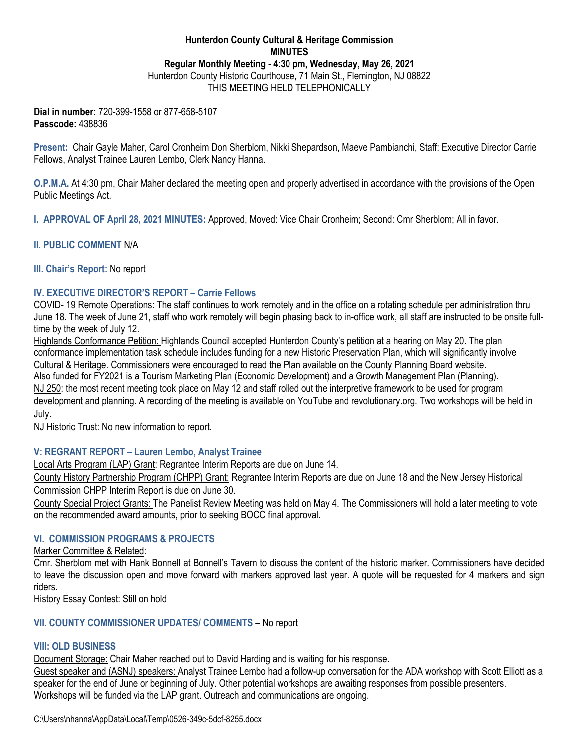**Hunterdon County Cultural & Heritage Commission**
**MINUTES**
**Regular Monthly Meeting - 4:30 pm, Wednesday, May 26, 2021**
Hunterdon County Historic Courthouse, 71 Main St., Flemington, NJ 08822
THIS MEETING HELD TELEPHONICALLY

**Dial in number:** 720-399-1558 or 877-658-5107
**Passcode:** 438836

**Present:** Chair Gayle Maher, Carol Cronheim Don Sherblom, Nikki Shepardson, Maeve Pambianchi, Staff: Executive Director Carrie Fellows, Analyst Trainee Lauren Lembo, Clerk Nancy Hanna.

**O.P.M.A.** At 4:30 pm, Chair Maher declared the meeting open and properly advertised in accordance with the provisions of the Open Public Meetings Act.

**I. APPROVAL OF April 28, 2021 MINUTES:** Approved, Moved: Vice Chair Cronheim; Second: Cmr Sherblom; All in favor.

**II. PUBLIC COMMENT** N/A

**III. Chair's Report:** No report

**IV. EXECUTIVE DIRECTOR'S REPORT – Carrie Fellows**

COVID- 19 Remote Operations: The staff continues to work remotely and in the office on a rotating schedule per administration thru June 18. The week of June 21, staff who work remotely will begin phasing back to in-office work, all staff are instructed to be onsite full-time by the week of July 12.

Highlands Conformance Petition: Highlands Council accepted Hunterdon County's petition at a hearing on May 20. The plan conformance implementation task schedule includes funding for a new Historic Preservation Plan, which will significantly involve Cultural & Heritage. Commissioners were encouraged to read the Plan available on the County Planning Board website.

Also funded for FY2021 is a Tourism Marketing Plan (Economic Development) and a Growth Management Plan (Planning).

NJ 250: the most recent meeting took place on May 12 and staff rolled out the interpretive framework to be used for program development and planning. A recording of the meeting is available on YouTube and revolutionary.org. Two workshops will be held in July.

NJ Historic Trust: No new information to report.

**V: REGRANT REPORT – Lauren Lembo, Analyst Trainee**

Local Arts Program (LAP) Grant: Regrantee Interim Reports are due on June 14.

County History Partnership Program (CHPP) Grant: Regrantee Interim Reports are due on June 18 and the New Jersey Historical Commission CHPP Interim Report is due on June 30.

County Special Project Grants: The Panelist Review Meeting was held on May 4. The Commissioners will hold a later meeting to vote on the recommended award amounts, prior to seeking BOCC final approval.

**VI. COMMISSION PROGRAMS & PROJECTS**

Marker Committee & Related:

Cmr. Sherblom met with Hank Bonnell at Bonnell's Tavern to discuss the content of the historic marker. Commissioners have decided to leave the discussion open and move forward with markers approved last year. A quote will be requested for 4 markers and sign riders.

History Essay Contest: Still on hold

**VII. COUNTY COMMISSIONER UPDATES/ COMMENTS** – No report

**VIII: OLD BUSINESS**

Document Storage: Chair Maher reached out to David Harding and is waiting for his response.

Guest speaker and (ASNJ) speakers: Analyst Trainee Lembo had a follow-up conversation for the ADA workshop with Scott Elliott as a speaker for the end of June or beginning of July. Other potential workshops are awaiting responses from possible presenters. Workshops will be funded via the LAP grant. Outreach and communications are ongoing.

C:\Users\nhanna\AppData\Local\Temp\0526-349c-5dcf-8255.docx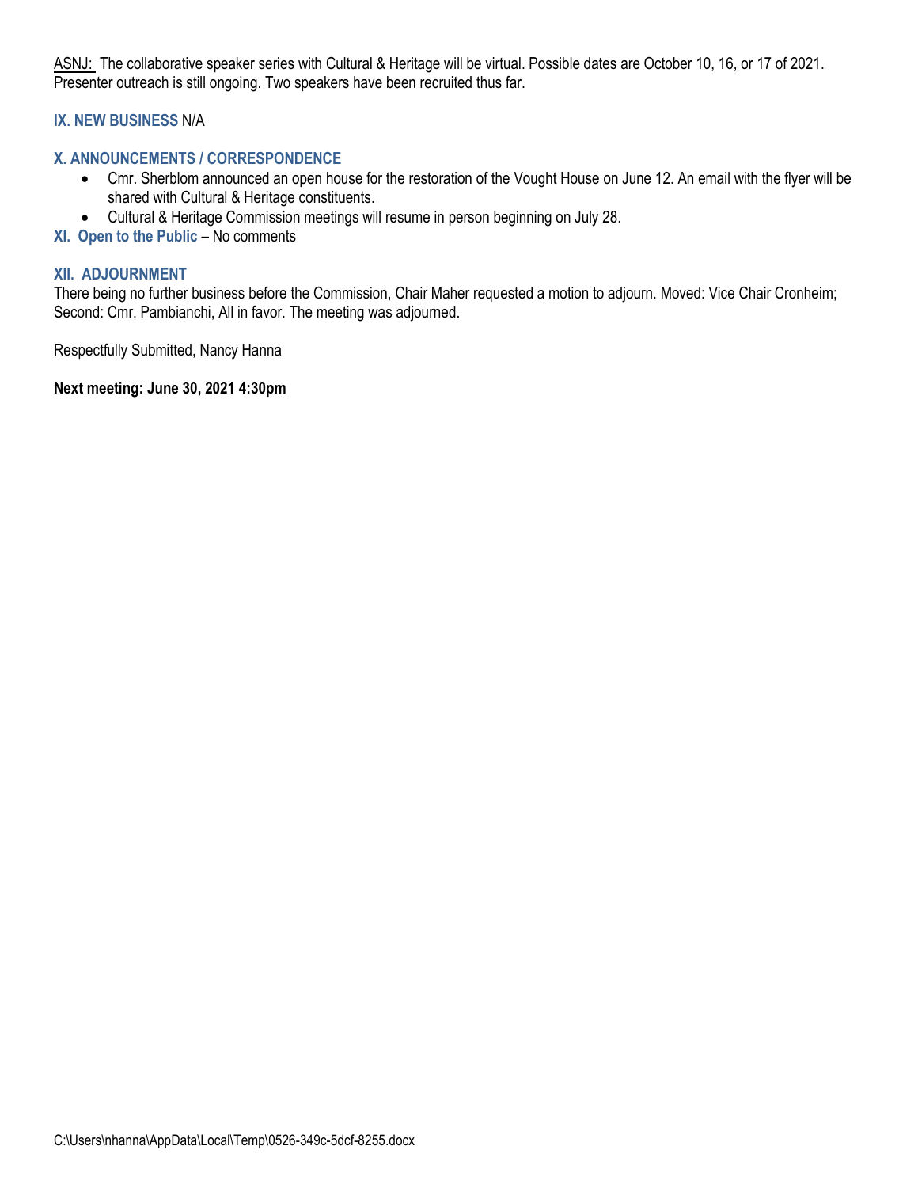ASNJ: The collaborative speaker series with Cultural & Heritage will be virtual. Possible dates are October 10, 16, or 17 of 2021. Presenter outreach is still ongoing. Two speakers have been recruited thus far.

## IX. NEW BUSINESS N/A

## X. ANNOUNCEMENTS / CORRESPONDENCE

- Cmr. Sherblom announced an open house for the restoration of the Vought House on June 12. An email with the flyer will be shared with Cultural & Heritage constituents.
- Cultural & Heritage Commission meetings will resume in person beginning on July 28.

## XI. Open to the Public – No comments

## XII. ADJOURNMENT

There being no further business before the Commission, Chair Maher requested a motion to adjourn. Moved: Vice Chair Cronheim; Second: Cmr. Pambianchi, All in favor. The meeting was adjourned.

Respectfully Submitted, Nancy Hanna

**Next meeting: June 30, 2021 4:30pm**

C:\Users\nhanna\AppData\Local\Temp\0526-349c-5dcf-8255.docx